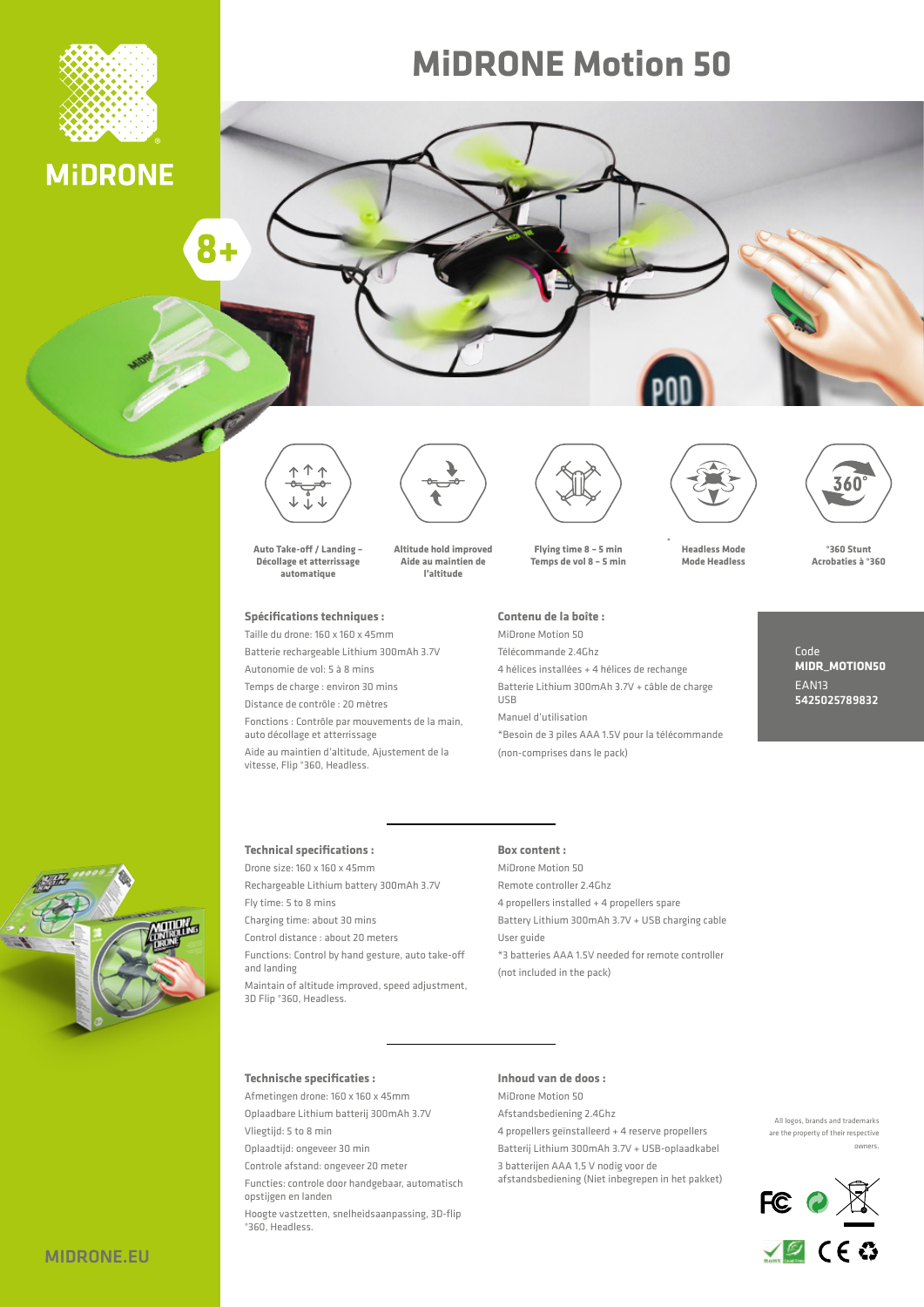MiDRONE

8+

# MiDRONE Motion 50

Auto Take-off / Landing – Décollage et atterrissage automatique

Altitude hold improved Aide au maintien de l'altitude

Flying time 8 – 5 min Temps de vol 8 – 5 min

Headless Mode Mode Headless

°360 Stunt Acrobaties à °360

### Spécifications techniques :

Taille du drone: 160 x 160 x 45mm

Batterie rechargeable Lithium 300mAh 3.7V

Autonomie de vol: 5 à 8 mins

Temps de charge : environ 30 mins

Distance de contrôle : 20 mètres

Fonctions : Contrôle par mouvements de la main, auto décollage et atterrissage

Aide au maintien d'altitude, Ajustement de la vitesse, Flip °360, Headless.

### Contenu de la boîte :

MiDrone Motion 50

Télécommande 2.4Ghz

4 hélices installées + 4 hélices de rechange

Batterie Lithium 300mAh 3.7V + câble de charge USB

Manuel d'utilisation

*Besoin de 3 piles AAA 1.5V pour la télécommande

(non-comprises dans le pack)

Code
**MIDR_MOTION50**
EAN13
**5425025789832**

### Technical specifications :

Drone size: 160 x 160 x 45mm

Rechargeable Lithium battery 300mAh 3.7V

Fly time: 5 to 8 mins

Charging time: about 30 mins

Control distance : about 20 meters

Functions: Control by hand gesture, auto take-off and landing

Maintain of altitude improved, speed adjustment, 3D Flip °360, Headless.

### Box content :

MiDrone Motion 50

Remote controller 2.4Ghz

4 propellers installed + 4 propellers spare

Battery Lithium 300mAh 3.7V + USB charging cable

User guide

*3 batteries AAA 1.5V needed for remote controller

(not included in the pack)

### Technische specificaties :

Afmetingen drone: 160 x 160 x 45mm

Oplaadbare Lithium batterij 300mAh 3.7V

Vliegtijd: 5 to 8 min

Oplaadtijd: ongeveer 30 min

Controle afstand: ongeveer 20 meter

Functies: controle door handgebaar, automatisch opstijgen en landen

Hoogte vastzetten, snelheidsaanpassing, 3D-flip °360, Headless.

### Inhoud van de doos :

MiDrone Motion 50

Afstandsbediening 2.4Ghz

4 propellers geïnstalleerd + 4 reserve propellers

Batterij Lithium 300mAh 3.7V + USB-oplaadkabel

3 batterijen AAA 1,5 V nodig voor de afstandsbediening (Niet inbegrepen in het pakket)

All logos, brands and trademarks are the property of their respective owners.

MIDRONE.EU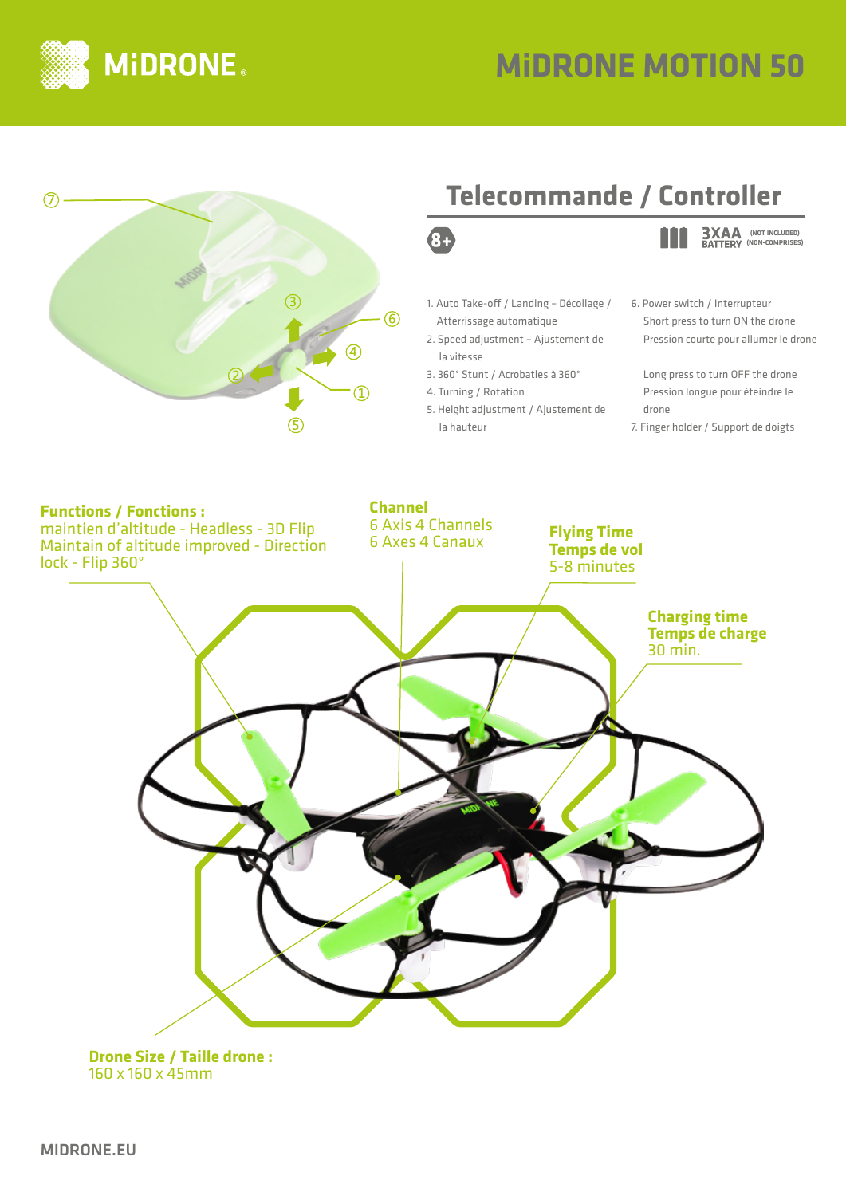# MiDRONE MOTION 50

## Telecommande / Controller

8+

3XAA BATTERY (NOT INCLUDED) (NON-COMPRISES)

1. Auto Take-off / Landing – Décollage / Atterrissage automatique
2. Speed adjustment – Ajustement de la vitesse
3. 360° Stunt / Acrobaties à 360°
4. Turning / Rotation
5. Height adjustment / Ajustement de la hauteur
6. Power switch / Interrupteur
   Short press to turn ON the drone
   Pression courte pour allumer le drone

   Long press to turn OFF the drone
   Pression longue pour éteindre le drone
7. Finger holder / Support de doigts

**Functions / Fonctions :**
maintien d'altitude - Headless - 3D Flip
Maintain of altitude improved - Direction lock - Flip 360°

**Channel**
6 Axis 4 Channels
6 Axes 4 Canaux

**Flying Time**
**Temps de vol**
5-8 minutes

**Charging time**
**Temps de charge**
30 min.

**Drone Size / Taille drone :**
160 x 160 x 45mm

MIDRONE.EU